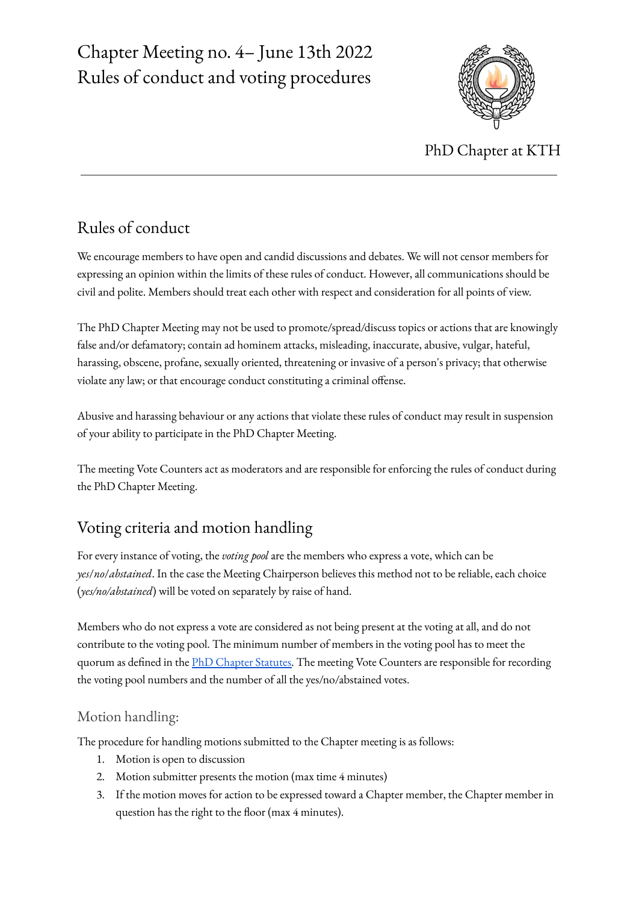# Chapter Meeting no. 4– June 13th 2022
# Rules of conduct and voting procedures

PhD Chapter at KTH

---

## Rules of conduct

We encourage members to have open and candid discussions and debates. We will not censor members for expressing an opinion within the limits of these rules of conduct. However, all communications should be civil and polite. Members should treat each other with respect and consideration for all points of view.

The PhD Chapter Meeting may not be used to promote/spread/discuss topics or actions that are knowingly false and/or defamatory; contain ad hominem attacks, misleading, inaccurate, abusive, vulgar, hateful, harassing, obscene, profane, sexually oriented, threatening or invasive of a person's privacy; that otherwise violate any law; or that encourage conduct constituting a criminal offense.

Abusive and harassing behaviour or any actions that violate these rules of conduct may result in suspension of your ability to participate in the PhD Chapter Meeting.

The meeting Vote Counters act as moderators and are responsible for enforcing the rules of conduct during the PhD Chapter Meeting.

## Voting criteria and motion handling

For every instance of voting, the *voting pool* are the members who express a vote, which can be *yes/no/abstained*. In the case the Meeting Chairperson believes this method not to be reliable, each choice (*yes/no/abstained*) will be voted on separately by raise of hand.

Members who do not express a vote are considered as not being present at the voting at all, and do not contribute to the voting pool. The minimum number of members in the voting pool has to meet the quorum as defined in the PhD Chapter Statutes. The meeting Vote Counters are responsible for recording the voting pool numbers and the number of all the yes/no/abstained votes.

### Motion handling:

The procedure for handling motions submitted to the Chapter meeting is as follows:

1. Motion is open to discussion
2. Motion submitter presents the motion (max time 4 minutes)
3. If the motion moves for action to be expressed toward a Chapter member, the Chapter member in question has the right to the floor (max 4 minutes).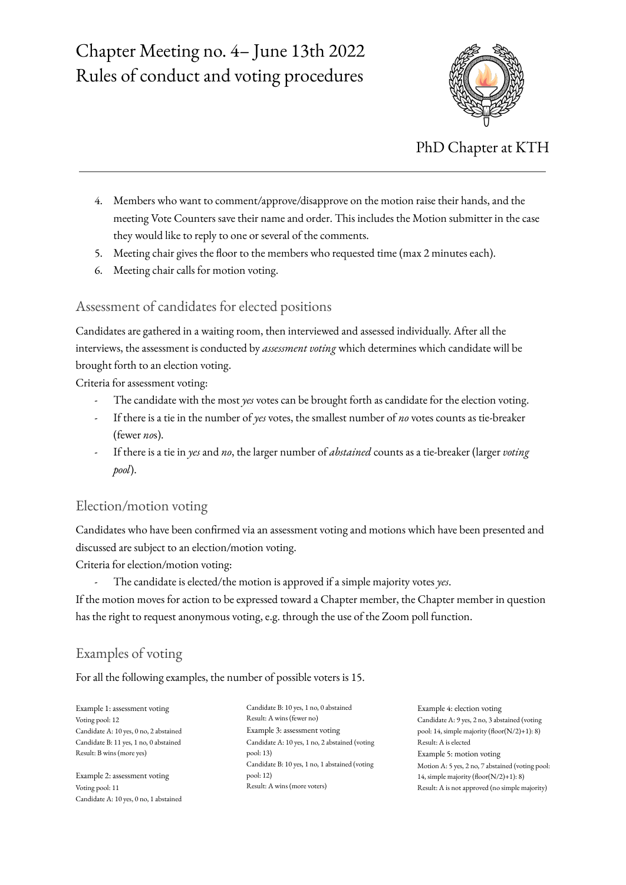4. Members who want to comment/approve/disapprove on the motion raise their hands, and the meeting Vote Counters save their name and order. This includes the Motion submitter in the case they would like to reply to one or several of the comments.
5. Meeting chair gives the floor to the members who requested time (max 2 minutes each).
6. Meeting chair calls for motion voting.

## Assessment of candidates for elected positions

Candidates are gathered in a waiting room, then interviewed and assessed individually. After all the interviews, the assessment is conducted by *assessment voting* which determines which candidate will be brought forth to an election voting.

Criteria for assessment voting:

- The candidate with the most *yes* votes can be brought forth as candidate for the election voting.
- If there is a tie in the number of *yes* votes, the smallest number of *no* votes counts as tie-breaker (fewer *no*s).
- If there is a tie in *yes* and *no*, the larger number of *abstained* counts as a tie-breaker (larger *voting pool*).

## Election/motion voting

Candidates who have been confirmed via an assessment voting and motions which have been presented and discussed are subject to an election/motion voting.

Criteria for election/motion voting:

- The candidate is elected/the motion is approved if a simple majority votes *yes*.

If the motion moves for action to be expressed toward a Chapter member, the Chapter member in question has the right to request anonymous voting, e.g. through the use of the Zoom poll function.

## Examples of voting

For all the following examples, the number of possible voters is 15.

Example 1: assessment voting
Voting pool: 12
Candidate A: 10 yes, 0 no, 2 abstained
Candidate B: 11 yes, 1 no, 0 abstained
Result: B wins (more yes)

Example 2: assessment voting
Voting pool: 11
Candidate A: 10 yes, 0 no, 1 abstained
Candidate B: 10 yes, 1 no, 0 abstained
Result: A wins (fewer no)

Example 3: assessment voting
Candidate A: 10 yes, 1 no, 2 abstained (voting pool: 13)
Candidate B: 10 yes, 1 no, 1 abstained (voting pool: 12)
Result: A wins (more voters)

Example 4: election voting
Candidate A: 9 yes, 2 no, 3 abstained (voting pool: 14, simple majority (floor(N/2)+1): 8)
Result: A is elected

Example 5: motion voting
Motion A: 5 yes, 2 no, 7 abstained (voting pool: 14, simple majority (floor(N/2)+1): 8)
Result: A is not approved (no simple majority)